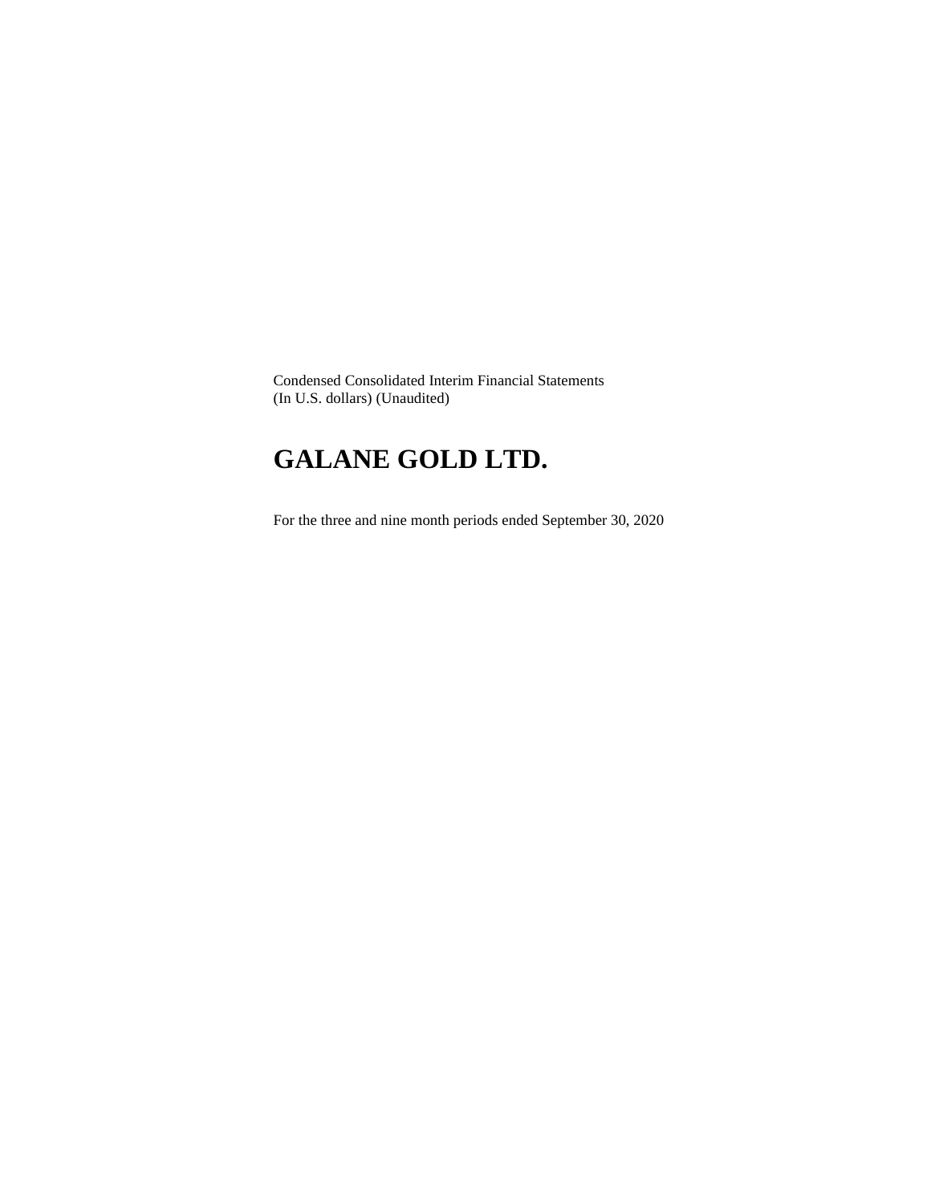Condensed Consolidated Interim Financial Statements
(In U.S. dollars) (Unaudited)

# GALANE GOLD LTD.

For the three and nine month periods ended September 30, 2020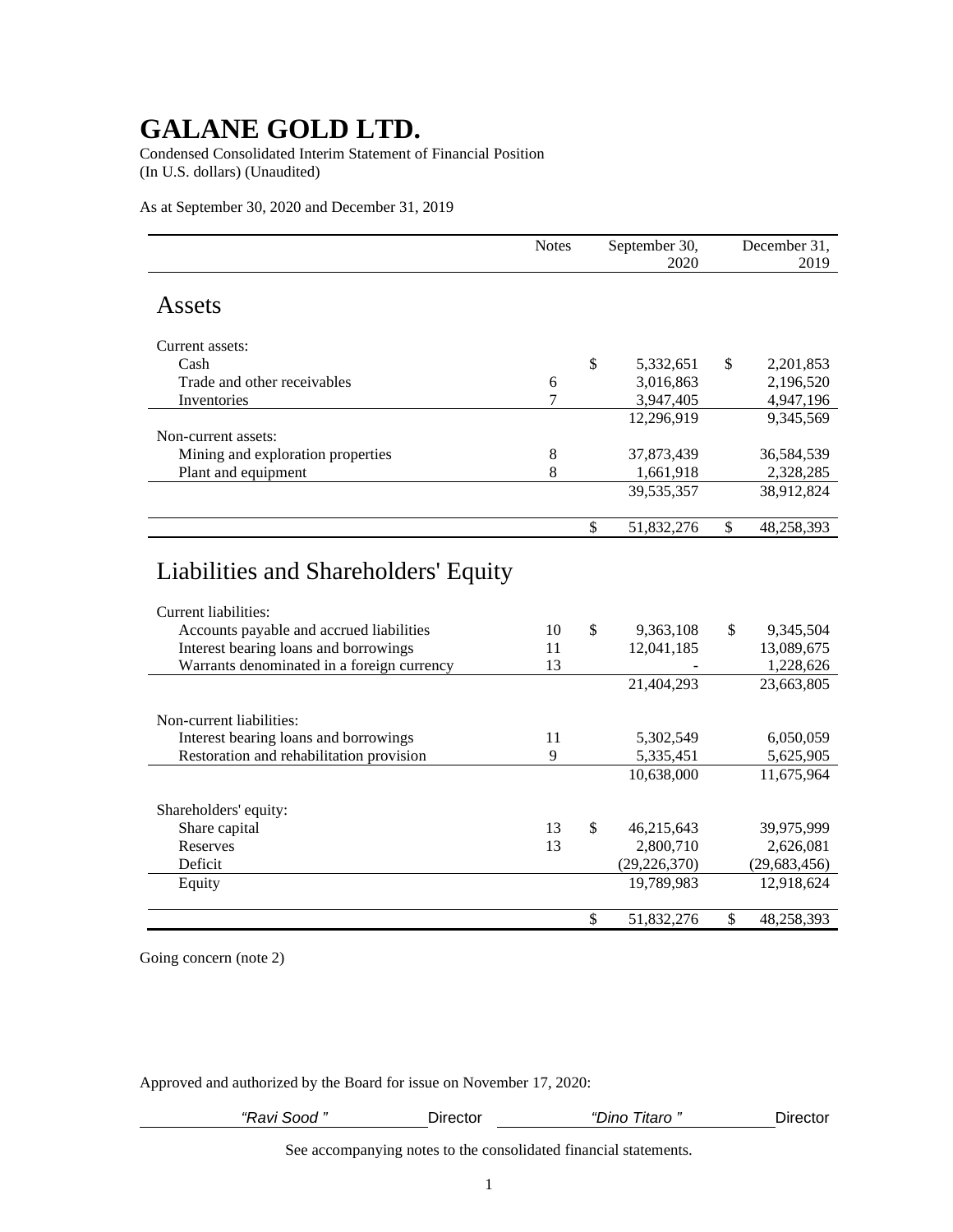# GALANE GOLD LTD.

Condensed Consolidated Interim Statement of Financial Position
(In U.S. dollars) (Unaudited)

As at September 30, 2020 and December 31, 2019

| | Notes | September 30, 2020 | December 31, 2019 |
|---|---|---|---|
| **Assets** | | | |
| Current assets: | | | |
| Cash | | $ 5,332,651 | $ 2,201,853 |
| Trade and other receivables | 6 | 3,016,863 | 2,196,520 |
| Inventories | 7 | 3,947,405 | 4,947,196 |
| | | 12,296,919 | 9,345,569 |
| Non-current assets: | | | |
| Mining and exploration properties | 8 | 37,873,439 | 36,584,539 |
| Plant and equipment | 8 | 1,661,918 | 2,328,285 |
| | | 39,535,357 | 38,912,824 |
| | | $ 51,832,276 | $ 48,258,393 |
| **Liabilities and Shareholders' Equity** | | | |
| Current liabilities: | | | |
| Accounts payable and accrued liabilities | 10 | $ 9,363,108 | $ 9,345,504 |
| Interest bearing loans and borrowings | 11 | 12,041,185 | 13,089,675 |
| Warrants denominated in a foreign currency | 13 | - | 1,228,626 |
| | | 21,404,293 | 23,663,805 |
| Non-current liabilities: | | | |
| Interest bearing loans and borrowings | 11 | 5,302,549 | 6,050,059 |
| Restoration and rehabilitation provision | 9 | 5,335,451 | 5,625,905 |
| | | 10,638,000 | 11,675,964 |
| Shareholders' equity: | | | |
| Share capital | 13 | $ 46,215,643 | 39,975,999 |
| Reserves | 13 | 2,800,710 | 2,626,081 |
| Deficit | | (29,226,370) | (29,683,456) |
| Equity | | 19,789,983 | 12,918,624 |
| | | $ 51,832,276 | $ 48,258,393 |

Going concern (note 2)

Approved and authorized by the Board for issue on November 17, 2020:

*"Ravi Sood "* Director *"Dino Titaro "* Director

See accompanying notes to the consolidated financial statements.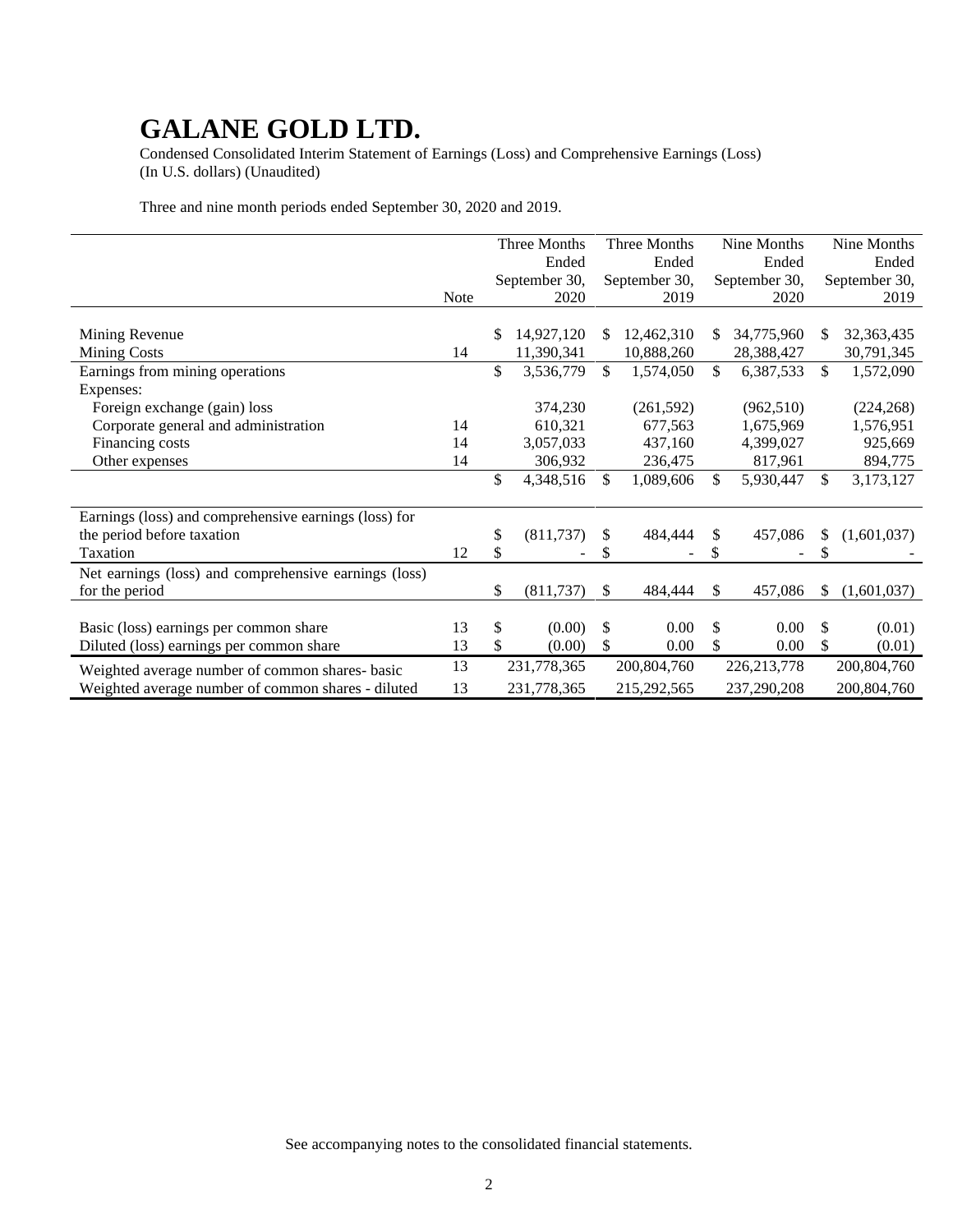# GALANE GOLD LTD.

Condensed Consolidated Interim Statement of Earnings (Loss) and Comprehensive Earnings (Loss)
(In U.S. dollars) (Unaudited)

Three and nine month periods ended September 30, 2020 and 2019.

| | Note | Three Months Ended September 30, 2020 | Three Months Ended September 30, 2019 | Nine Months Ended September 30, 2020 | Nine Months Ended September 30, 2019 |
|---|---|---|---|---|---|
| Mining Revenue | | $ 14,927,120 | $ 12,462,310 | $ 34,775,960 | $ 32,363,435 |
| Mining Costs | 14 | 11,390,341 | 10,888,260 | 28,388,427 | 30,791,345 |
| Earnings from mining operations | | $ 3,536,779 | $ 1,574,050 | $ 6,387,533 | $ 1,572,090 |
| Expenses: | | | | | |
| Foreign exchange (gain) loss | | 374,230 | (261,592) | (962,510) | (224,268) |
| Corporate general and administration | 14 | 610,321 | 677,563 | 1,675,969 | 1,576,951 |
| Financing costs | 14 | 3,057,033 | 437,160 | 4,399,027 | 925,669 |
| Other expenses | 14 | 306,932 | 236,475 | 817,961 | 894,775 |
| | | $ 4,348,516 | $ 1,089,606 | $ 5,930,447 | $ 3,173,127 |
| Earnings (loss) and comprehensive earnings (loss) for the period before taxation | | $ (811,737) | $ 484,444 | $ 457,086 | $ (1,601,037) |
| Taxation | 12 | $ - | $ - | $ - | $ - |
| Net earnings (loss) and comprehensive earnings (loss) for the period | | $ (811,737) | $ 484,444 | $ 457,086 | $ (1,601,037) |
| Basic (loss) earnings per common share | 13 | $ (0.00) | $ 0.00 | $ 0.00 | $ (0.01) |
| Diluted (loss) earnings per common share | 13 | $ (0.00) | $ 0.00 | $ 0.00 | $ (0.01) |
| Weighted average number of common shares- basic | 13 | 231,778,365 | 200,804,760 | 226,213,778 | 200,804,760 |
| Weighted average number of common shares - diluted | 13 | 231,778,365 | 215,292,565 | 237,290,208 | 200,804,760 |

See accompanying notes to the consolidated financial statements.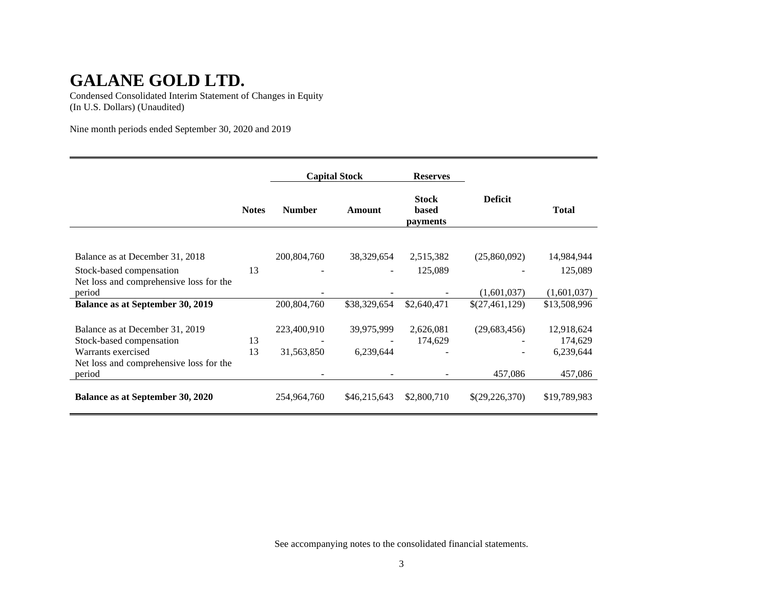# GALANE GOLD LTD.

Condensed Consolidated Interim Statement of Changes in Equity
(In U.S. Dollars) (Unaudited)

Nine month periods ended September 30, 2020 and 2019

| | | Capital Stock | | Reserves | | |
|---|---|---|---|---|---|---|
| | **Notes** | **Number** | **Amount** | **Stock based payments** | **Deficit** | **Total** |
| Balance as at December 31, 2018 | | 200,804,760 | 38,329,654 | 2,515,382 | (25,860,092) | 14,984,944 |
| Stock-based compensation | 13 | - | - | 125,089 | - | 125,089 |
| Net loss and comprehensive loss for the period | | - | - | - | (1,601,037) | (1,601,037) |
| **Balance as at September 30, 2019** | | 200,804,760 | $38,329,654 | $2,640,471 | $(27,461,129) | $13,508,996 |
| Balance as at December 31, 2019 | | 223,400,910 | 39,975,999 | 2,626,081 | (29,683,456) | 12,918,624 |
| Stock-based compensation | 13 | - | - | 174,629 | - | 174,629 |
| Warrants exercised | 13 | 31,563,850 | 6,239,644 | - | - | 6,239,644 |
| Net loss and comprehensive loss for the period | | - | - | - | 457,086 | 457,086 |
| **Balance as at September 30, 2020** | | 254,964,760 | $46,215,643 | $2,800,710 | $(29,226,370) | $19,789,983 |

See accompanying notes to the consolidated financial statements.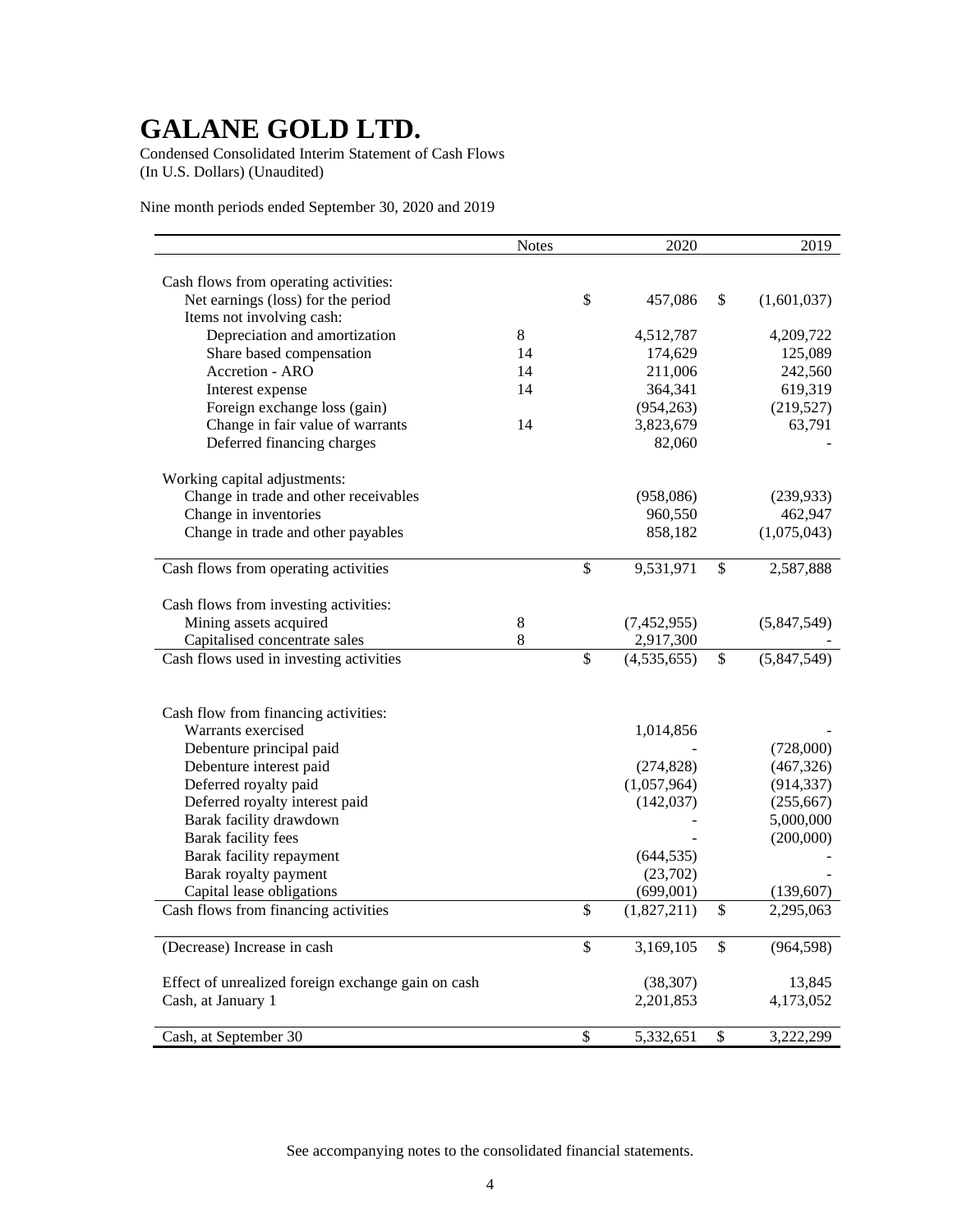# GALANE GOLD LTD.

Condensed Consolidated Interim Statement of Cash Flows
(In U.S. Dollars) (Unaudited)

Nine month periods ended September 30, 2020 and 2019

| | Notes | 2020 | 2019 |
|---|---|---|---|
| Cash flows from operating activities: | | | |
| Net earnings (loss) for the period | | $ 457,086 | $ (1,601,037) |
| Items not involving cash: | | | |
| Depreciation and amortization | 8 | 4,512,787 | 4,209,722 |
| Share based compensation | 14 | 174,629 | 125,089 |
| Accretion - ARO | 14 | 211,006 | 242,560 |
| Interest expense | 14 | 364,341 | 619,319 |
| Foreign exchange loss (gain) | | (954,263) | (219,527) |
| Change in fair value of warrants | 14 | 3,823,679 | 63,791 |
| Deferred financing charges | | 82,060 | - |
| Working capital adjustments: | | | |
| Change in trade and other receivables | | (958,086) | (239,933) |
| Change in inventories | | 960,550 | 462,947 |
| Change in trade and other payables | | 858,182 | (1,075,043) |
| Cash flows from operating activities | | $ 9,531,971 | $ 2,587,888 |
| Cash flows from investing activities: | | | |
| Mining assets acquired | 8 | (7,452,955) | (5,847,549) |
| Capitalised concentrate sales | 8 | 2,917,300 | - |
| Cash flows used in investing activities | | $ (4,535,655) | $ (5,847,549) |
| Cash flow from financing activities: | | | |
| Warrants exercised | | 1,014,856 | - |
| Debenture principal paid | | - | (728,000) |
| Debenture interest paid | | (274,828) | (467,326) |
| Deferred royalty paid | | (1,057,964) | (914,337) |
| Deferred royalty interest paid | | (142,037) | (255,667) |
| Barak facility drawdown | | - | 5,000,000 |
| Barak facility fees | | - | (200,000) |
| Barak facility repayment | | (644,535) | - |
| Barak royalty payment | | (23,702) | - |
| Capital lease obligations | | (699,001) | (139,607) |
| Cash flows from financing activities | | $ (1,827,211) | $ 2,295,063 |
| (Decrease) Increase in cash | | $ 3,169,105 | $ (964,598) |
| Effect of unrealized foreign exchange gain on cash | | (38,307) | 13,845 |
| Cash, at January 1 | | 2,201,853 | 4,173,052 |
| Cash, at September 30 | | $ 5,332,651 | $ 3,222,299 |

See accompanying notes to the consolidated financial statements.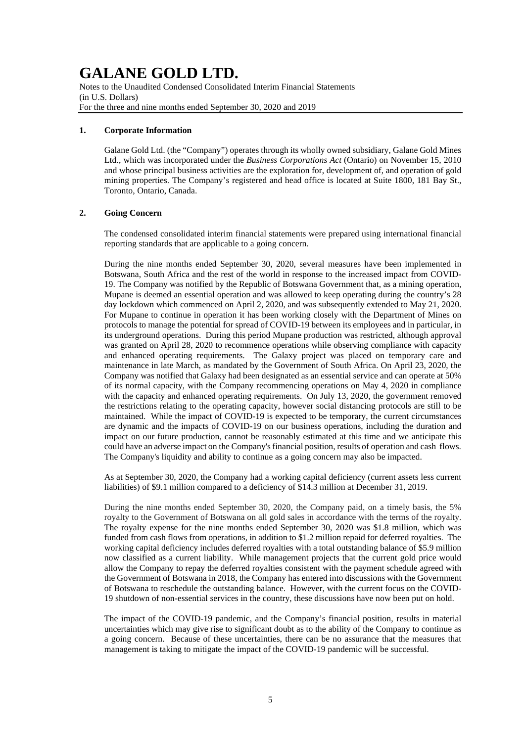## 1. Corporate Information

Galane Gold Ltd. (the "Company") operates through its wholly owned subsidiary, Galane Gold Mines Ltd., which was incorporated under the *Business Corporations Act* (Ontario) on November 15, 2010 and whose principal business activities are the exploration for, development of, and operation of gold mining properties. The Company's registered and head office is located at Suite 1800, 181 Bay St., Toronto, Ontario, Canada.

## 2. Going Concern

The condensed consolidated interim financial statements were prepared using international financial reporting standards that are applicable to a going concern.

During the nine months ended September 30, 2020, several measures have been implemented in Botswana, South Africa and the rest of the world in response to the increased impact from COVID-19. The Company was notified by the Republic of Botswana Government that, as a mining operation, Mupane is deemed an essential operation and was allowed to keep operating during the country's 28 day lockdown which commenced on April 2, 2020, and was subsequently extended to May 21, 2020. For Mupane to continue in operation it has been working closely with the Department of Mines on protocols to manage the potential for spread of COVID-19 between its employees and in particular, in its underground operations. During this period Mupane production was restricted, although approval was granted on April 28, 2020 to recommence operations while observing compliance with capacity and enhanced operating requirements. The Galaxy project was placed on temporary care and maintenance in late March, as mandated by the Government of South Africa. On April 23, 2020, the Company was notified that Galaxy had been designated as an essential service and can operate at 50% of its normal capacity, with the Company recommencing operations on May 4, 2020 in compliance with the capacity and enhanced operating requirements. On July 13, 2020, the government removed the restrictions relating to the operating capacity, however social distancing protocols are still to be maintained. While the impact of COVID-19 is expected to be temporary, the current circumstances are dynamic and the impacts of COVID-19 on our business operations, including the duration and impact on our future production, cannot be reasonably estimated at this time and we anticipate this could have an adverse impact on the Company's financial position, results of operation and cash flows. The Company's liquidity and ability to continue as a going concern may also be impacted.

As at September 30, 2020, the Company had a working capital deficiency (current assets less current liabilities) of $9.1 million compared to a deficiency of $14.3 million at December 31, 2019.

During the nine months ended September 30, 2020, the Company paid, on a timely basis, the 5% royalty to the Government of Botswana on all gold sales in accordance with the terms of the royalty. The royalty expense for the nine months ended September 30, 2020 was $1.8 million, which was funded from cash flows from operations, in addition to $1.2 million repaid for deferred royalties. The working capital deficiency includes deferred royalties with a total outstanding balance of $5.9 million now classified as a current liability. While management projects that the current gold price would allow the Company to repay the deferred royalties consistent with the payment schedule agreed with the Government of Botswana in 2018, the Company has entered into discussions with the Government of Botswana to reschedule the outstanding balance. However, with the current focus on the COVID-19 shutdown of non-essential services in the country, these discussions have now been put on hold.

The impact of the COVID-19 pandemic, and the Company's financial position, results in material uncertainties which may give rise to significant doubt as to the ability of the Company to continue as a going concern. Because of these uncertainties, there can be no assurance that the measures that management is taking to mitigate the impact of the COVID-19 pandemic will be successful.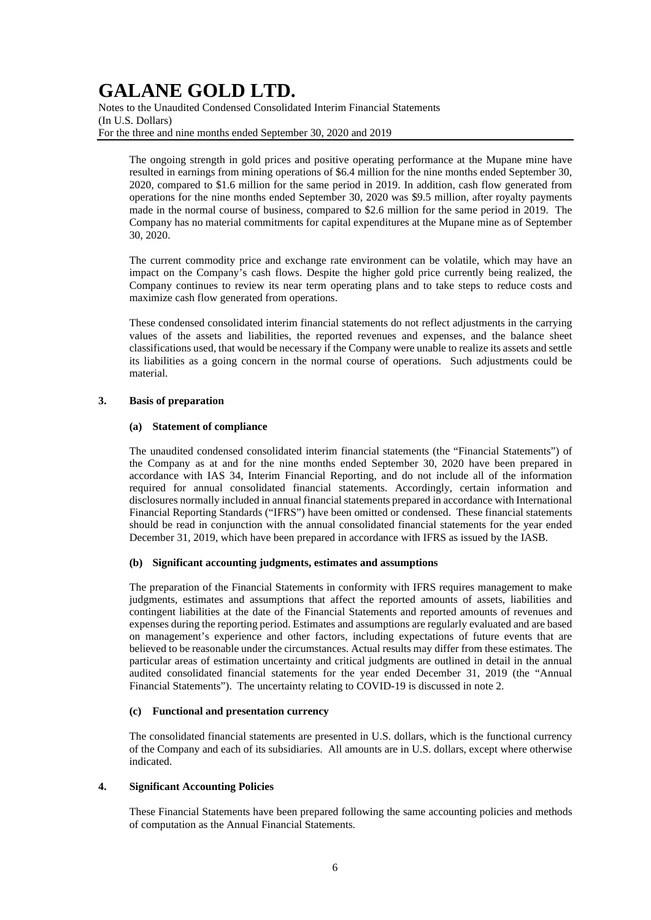The ongoing strength in gold prices and positive operating performance at the Mupane mine have resulted in earnings from mining operations of $6.4 million for the nine months ended September 30, 2020, compared to $1.6 million for the same period in 2019. In addition, cash flow generated from operations for the nine months ended September 30, 2020 was $9.5 million, after royalty payments made in the normal course of business, compared to $2.6 million for the same period in 2019. The Company has no material commitments for capital expenditures at the Mupane mine as of September 30, 2020.

The current commodity price and exchange rate environment can be volatile, which may have an impact on the Company's cash flows. Despite the higher gold price currently being realized, the Company continues to review its near term operating plans and to take steps to reduce costs and maximize cash flow generated from operations.

These condensed consolidated interim financial statements do not reflect adjustments in the carrying values of the assets and liabilities, the reported revenues and expenses, and the balance sheet classifications used, that would be necessary if the Company were unable to realize its assets and settle its liabilities as a going concern in the normal course of operations. Such adjustments could be material.

## 3. Basis of preparation

### (a) Statement of compliance

The unaudited condensed consolidated interim financial statements (the "Financial Statements") of the Company as at and for the nine months ended September 30, 2020 have been prepared in accordance with IAS 34, Interim Financial Reporting, and do not include all of the information required for annual consolidated financial statements. Accordingly, certain information and disclosures normally included in annual financial statements prepared in accordance with International Financial Reporting Standards ("IFRS") have been omitted or condensed. These financial statements should be read in conjunction with the annual consolidated financial statements for the year ended December 31, 2019, which have been prepared in accordance with IFRS as issued by the IASB.

### (b) Significant accounting judgments, estimates and assumptions

The preparation of the Financial Statements in conformity with IFRS requires management to make judgments, estimates and assumptions that affect the reported amounts of assets, liabilities and contingent liabilities at the date of the Financial Statements and reported amounts of revenues and expenses during the reporting period. Estimates and assumptions are regularly evaluated and are based on management's experience and other factors, including expectations of future events that are believed to be reasonable under the circumstances. Actual results may differ from these estimates. The particular areas of estimation uncertainty and critical judgments are outlined in detail in the annual audited consolidated financial statements for the year ended December 31, 2019 (the "Annual Financial Statements"). The uncertainty relating to COVID-19 is discussed in note 2.

### (c) Functional and presentation currency

The consolidated financial statements are presented in U.S. dollars, which is the functional currency of the Company and each of its subsidiaries. All amounts are in U.S. dollars, except where otherwise indicated.

## 4. Significant Accounting Policies

These Financial Statements have been prepared following the same accounting policies and methods of computation as the Annual Financial Statements.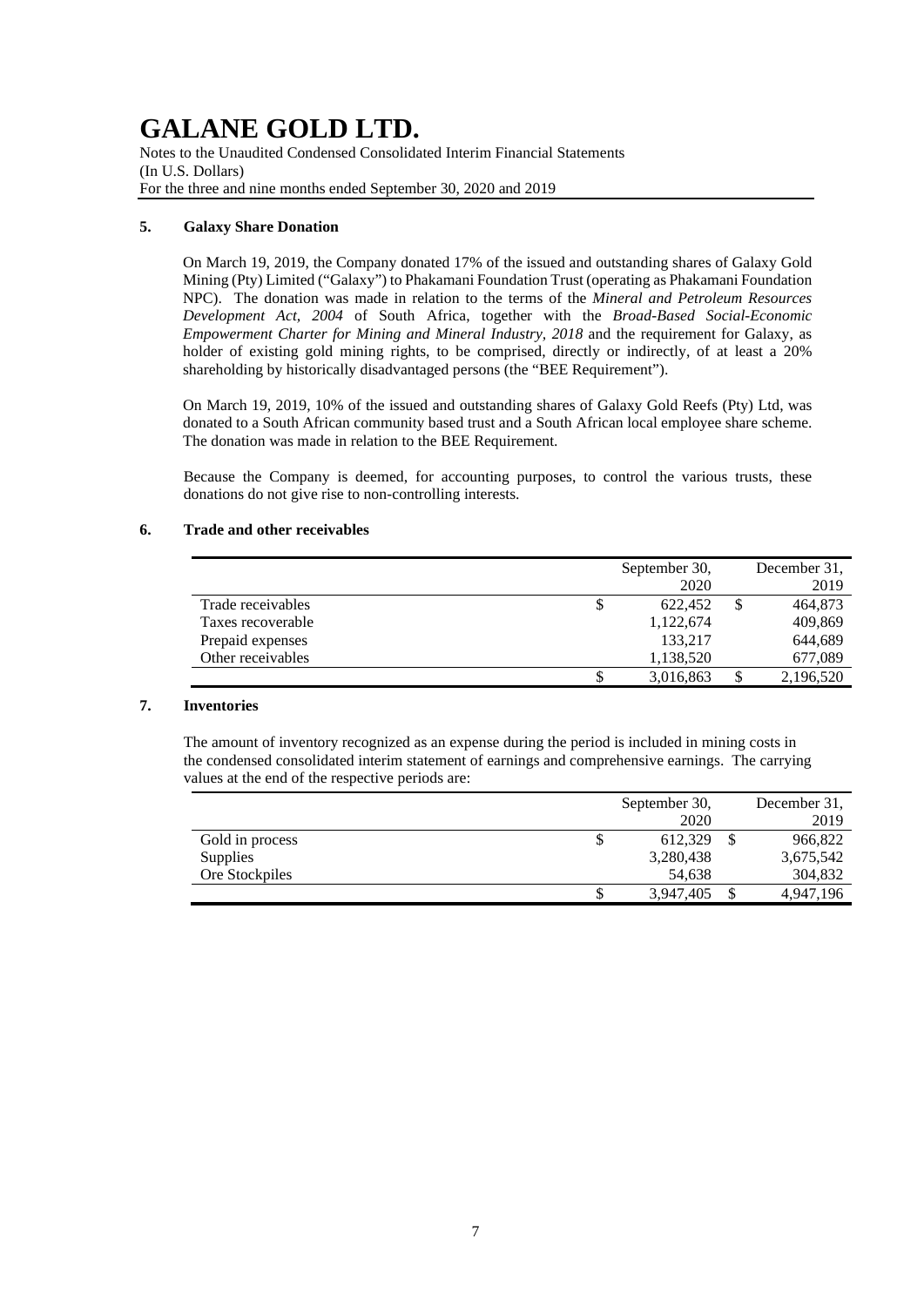## 5. Galaxy Share Donation

On March 19, 2019, the Company donated 17% of the issued and outstanding shares of Galaxy Gold Mining (Pty) Limited ("Galaxy") to Phakamani Foundation Trust (operating as Phakamani Foundation NPC). The donation was made in relation to the terms of the *Mineral and Petroleum Resources Development Act, 2004* of South Africa, together with the *Broad-Based Social-Economic Empowerment Charter for Mining and Mineral Industry, 2018* and the requirement for Galaxy, as holder of existing gold mining rights, to be comprised, directly or indirectly, of at least a 20% shareholding by historically disadvantaged persons (the "BEE Requirement").

On March 19, 2019, 10% of the issued and outstanding shares of Galaxy Gold Reefs (Pty) Ltd, was donated to a South African community based trust and a South African local employee share scheme. The donation was made in relation to the BEE Requirement.

Because the Company is deemed, for accounting purposes, to control the various trusts, these donations do not give rise to non-controlling interests.

## 6. Trade and other receivables

| | September 30, 2020 | December 31, 2019 |
|---|---|---|
| Trade receivables | $ 622,452 | $ 464,873 |
| Taxes recoverable | 1,122,674 | 409,869 |
| Prepaid expenses | 133,217 | 644,689 |
| Other receivables | 1,138,520 | 677,089 |
| | $ 3,016,863 | $ 2,196,520 |

## 7. Inventories

The amount of inventory recognized as an expense during the period is included in mining costs in the condensed consolidated interim statement of earnings and comprehensive earnings. The carrying values at the end of the respective periods are:

| | September 30, 2020 | December 31, 2019 |
|---|---|---|
| Gold in process | $ 612,329 | $ 966,822 |
| Supplies | 3,280,438 | 3,675,542 |
| Ore Stockpiles | 54,638 | 304,832 |
| | $ 3,947,405 | $ 4,947,196 |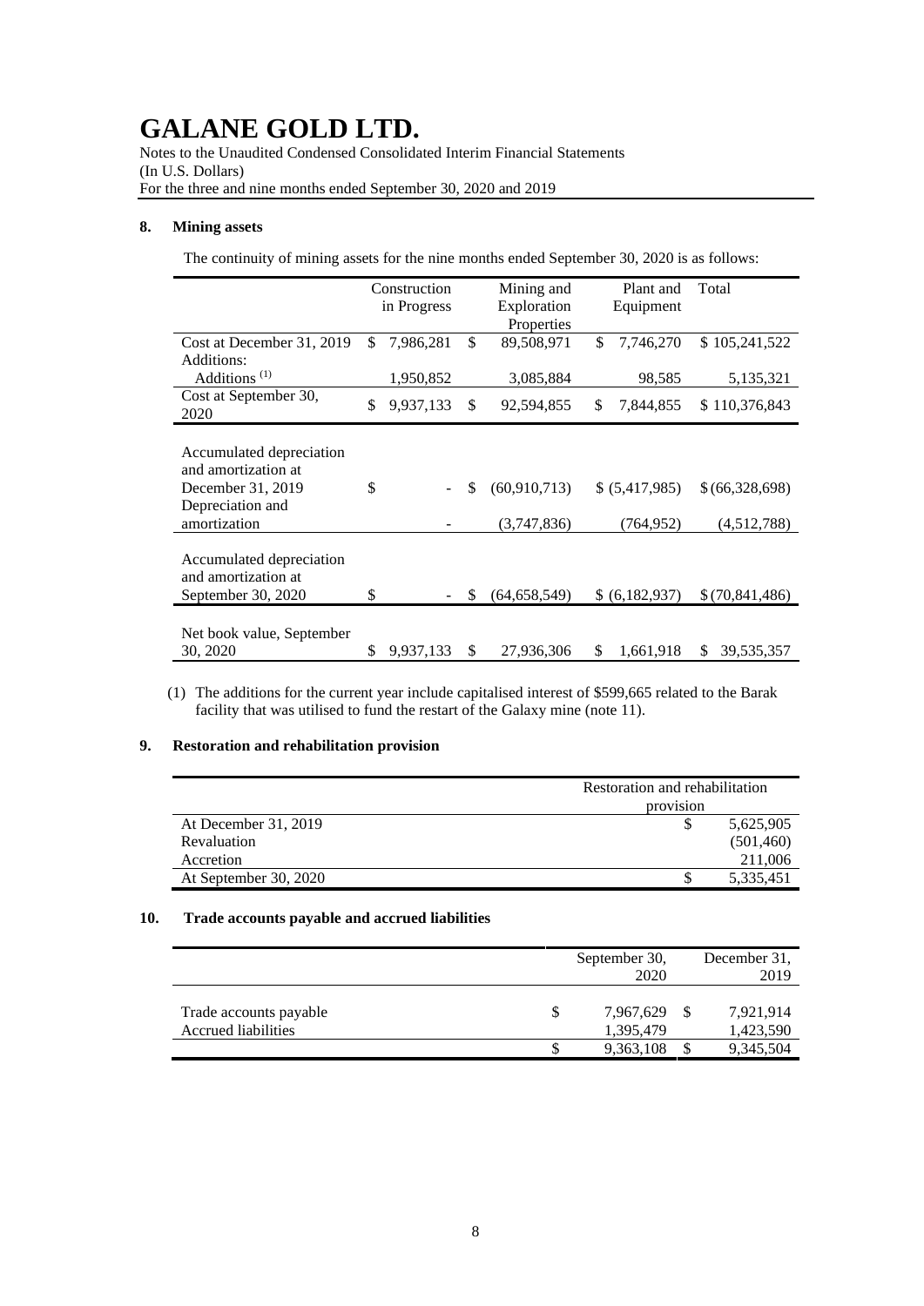## 8. Mining assets

The continuity of mining assets for the nine months ended September 30, 2020 is as follows:

| | Construction in Progress | Mining and Exploration Properties | Plant and Equipment | Total |
|---|---|---|---|---|
| Cost at December 31, 2019 | $ 7,986,281 | $ 89,508,971 | $ 7,746,270 | $ 105,241,522 |
| Additions: | | | | |
| Additions [(1)] | 1,950,852 | 3,085,884 | 98,585 | 5,135,321 |
| Cost at September 30, 2020 | $ 9,937,133 | $ 92,594,855 | $ 7,844,855 | $ 110,376,843 |
| Accumulated depreciation and amortization at December 31, 2019 | $ - | $ (60,910,713) | $ (5,417,985) | $ (66,328,698) |
| Depreciation and amortization | - | (3,747,836) | (764,952) | (4,512,788) |
| Accumulated depreciation and amortization at September 30, 2020 | $ - | $ (64,658,549) | $ (6,182,937) | $ (70,841,486) |
| Net book value, September 30, 2020 | $ 9,937,133 | $ 27,936,306 | $ 1,661,918 | $ 39,535,357 |

(1) The additions for the current year include capitalised interest of $599,665 related to the Barak facility that was utilised to fund the restart of the Galaxy mine (note 11).

## 9. Restoration and rehabilitation provision

| | Restoration and rehabilitation provision |
|---|---|
| At December 31, 2019 | $ 5,625,905 |
| Revaluation | (501,460) |
| Accretion | 211,006 |
| At September 30, 2020 | $ 5,335,451 |

## 10. Trade accounts payable and accrued liabilities

| | September 30, 2020 | December 31, 2019 |
|---|---|---|
| Trade accounts payable | $ 7,967,629 | $ 7,921,914 |
| Accrued liabilities | 1,395,479 | 1,423,590 |
| | $ 9,363,108 | $ 9,345,504 |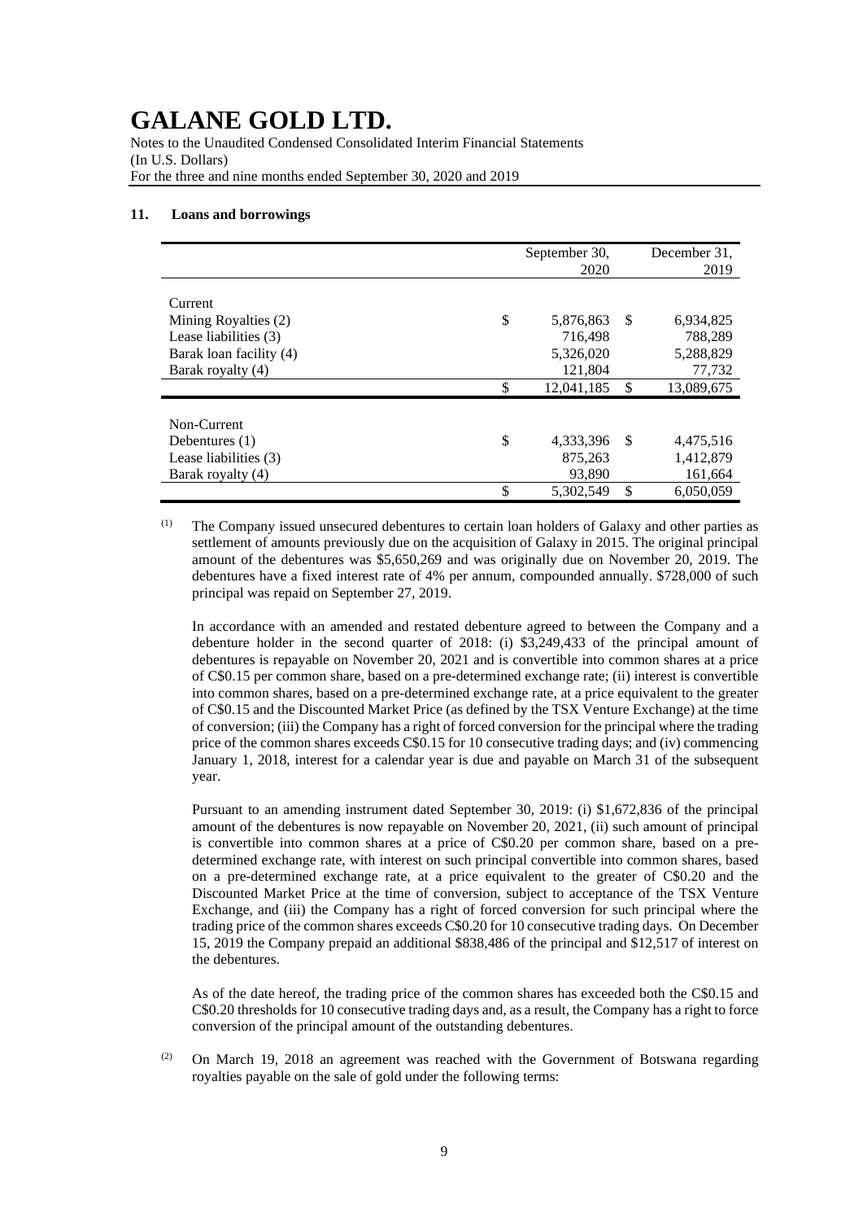# GALANE GOLD LTD.

Notes to the Unaudited Condensed Consolidated Interim Financial Statements
(In U.S. Dollars)
For the three and nine months ended September 30, 2020 and 2019

## 11. Loans and borrowings

| | September 30, 2020 | December 31, 2019 |
|---|---|---|
| **Current** | | |
| Mining Royalties (2) | $ 5,876,863 | $ 6,934,825 |
| Lease liabilities (3) | 716,498 | 788,289 |
| Barak loan facility (4) | 5,326,020 | 5,288,829 |
| Barak royalty (4) | 121,804 | 77,732 |
| | $ 12,041,185 | $ 13,089,675 |
| **Non-Current** | | |
| Debentures (1) | $ 4,333,396 | $ 4,475,516 |
| Lease liabilities (3) | 875,263 | 1,412,879 |
| Barak royalty (4) | 93,890 | 161,664 |
| | $ 5,302,549 | $ 6,050,059 |

(1) The Company issued unsecured debentures to certain loan holders of Galaxy and other parties as settlement of amounts previously due on the acquisition of Galaxy in 2015. The original principal amount of the debentures was $5,650,269 and was originally due on November 20, 2019. The debentures have a fixed interest rate of 4% per annum, compounded annually. $728,000 of such principal was repaid on September 27, 2019.

In accordance with an amended and restated debenture agreed to between the Company and a debenture holder in the second quarter of 2018: (i) $3,249,433 of the principal amount of debentures is repayable on November 20, 2021 and is convertible into common shares at a price of C$0.15 per common share, based on a pre-determined exchange rate; (ii) interest is convertible into common shares, based on a pre-determined exchange rate, at a price equivalent to the greater of C$0.15 and the Discounted Market Price (as defined by the TSX Venture Exchange) at the time of conversion; (iii) the Company has a right of forced conversion for the principal where the trading price of the common shares exceeds C$0.15 for 10 consecutive trading days; and (iv) commencing January 1, 2018, interest for a calendar year is due and payable on March 31 of the subsequent year.

Pursuant to an amending instrument dated September 30, 2019: (i) $1,672,836 of the principal amount of the debentures is now repayable on November 20, 2021, (ii) such amount of principal is convertible into common shares at a price of C$0.20 per common share, based on a pre-determined exchange rate, with interest on such principal convertible into common shares, based on a pre-determined exchange rate, at a price equivalent to the greater of C$0.20 and the Discounted Market Price at the time of conversion, subject to acceptance of the TSX Venture Exchange, and (iii) the Company has a right of forced conversion for such principal where the trading price of the common shares exceeds C$0.20 for 10 consecutive trading days. On December 15, 2019 the Company prepaid an additional $838,486 of the principal and $12,517 of interest on the debentures.

As of the date hereof, the trading price of the common shares has exceeded both the C$0.15 and C$0.20 thresholds for 10 consecutive trading days and, as a result, the Company has a right to force conversion of the principal amount of the outstanding debentures.

(2) On March 19, 2018 an agreement was reached with the Government of Botswana regarding royalties payable on the sale of gold under the following terms: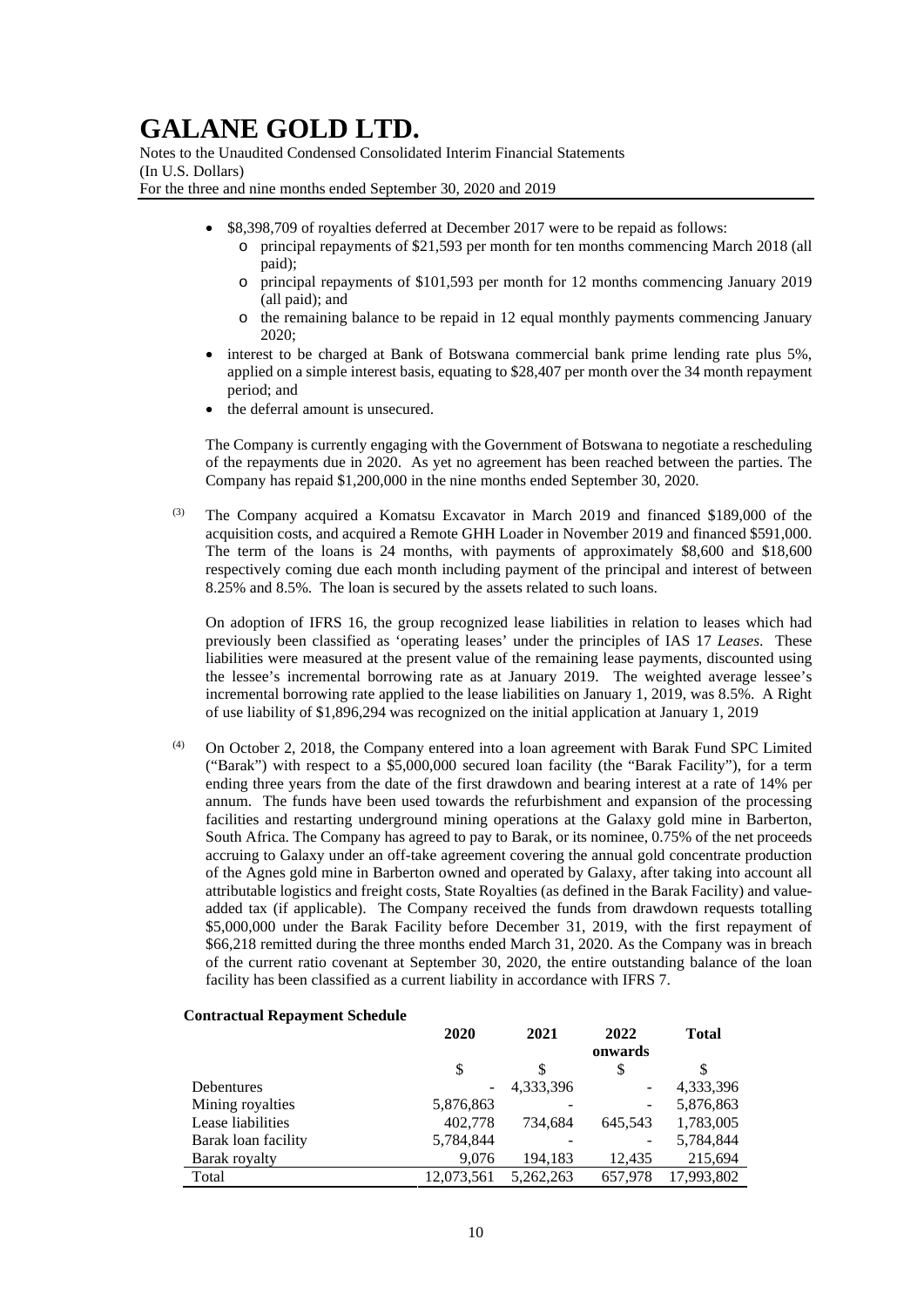- \$8,398,709 of royalties deferred at December 2017 were to be repaid as follows:
  - principal repayments of \$21,593 per month for ten months commencing March 2018 (all paid);
  - principal repayments of \$101,593 per month for 12 months commencing January 2019 (all paid); and
  - the remaining balance to be repaid in 12 equal monthly payments commencing January 2020;
- interest to be charged at Bank of Botswana commercial bank prime lending rate plus 5%, applied on a simple interest basis, equating to \$28,407 per month over the 34 month repayment period; and
- the deferral amount is unsecured.

The Company is currently engaging with the Government of Botswana to negotiate a rescheduling of the repayments due in 2020. As yet no agreement has been reached between the parties. The Company has repaid \$1,200,000 in the nine months ended September 30, 2020.

(3) The Company acquired a Komatsu Excavator in March 2019 and financed \$189,000 of the acquisition costs, and acquired a Remote GHH Loader in November 2019 and financed \$591,000. The term of the loans is 24 months, with payments of approximately \$8,600 and \$18,600 respectively coming due each month including payment of the principal and interest of between 8.25% and 8.5%. The loan is secured by the assets related to such loans.

On adoption of IFRS 16, the group recognized lease liabilities in relation to leases which had previously been classified as 'operating leases' under the principles of IAS 17 *Leases*. These liabilities were measured at the present value of the remaining lease payments, discounted using the lessee's incremental borrowing rate as at January 2019. The weighted average lessee's incremental borrowing rate applied to the lease liabilities on January 1, 2019, was 8.5%. A Right of use liability of \$1,896,294 was recognized on the initial application at January 1, 2019

(4) On October 2, 2018, the Company entered into a loan agreement with Barak Fund SPC Limited ("Barak") with respect to a \$5,000,000 secured loan facility (the "Barak Facility"), for a term ending three years from the date of the first drawdown and bearing interest at a rate of 14% per annum. The funds have been used towards the refurbishment and expansion of the processing facilities and restarting underground mining operations at the Galaxy gold mine in Barberton, South Africa. The Company has agreed to pay to Barak, or its nominee, 0.75% of the net proceeds accruing to Galaxy under an off-take agreement covering the annual gold concentrate production of the Agnes gold mine in Barberton owned and operated by Galaxy, after taking into account all attributable logistics and freight costs, State Royalties (as defined in the Barak Facility) and value-added tax (if applicable). The Company received the funds from drawdown requests totalling \$5,000,000 under the Barak Facility before December 31, 2019, with the first repayment of \$66,218 remitted during the three months ended March 31, 2020. As the Company was in breach of the current ratio covenant at September 30, 2020, the entire outstanding balance of the loan facility has been classified as a current liability in accordance with IFRS 7.

**Contractual Repayment Schedule**

| | 2020 | 2021 | 2022 onwards | Total |
|---|---|---|---|---|
| | \$ | \$ | \$ | \$ |
| Debentures | - | 4,333,396 | - | 4,333,396 |
| Mining royalties | 5,876,863 | - | - | 5,876,863 |
| Lease liabilities | 402,778 | 734,684 | 645,543 | 1,783,005 |
| Barak loan facility | 5,784,844 | - | - | 5,784,844 |
| Barak royalty | 9,076 | 194,183 | 12,435 | 215,694 |
| Total | 12,073,561 | 5,262,263 | 657,978 | 17,993,802 |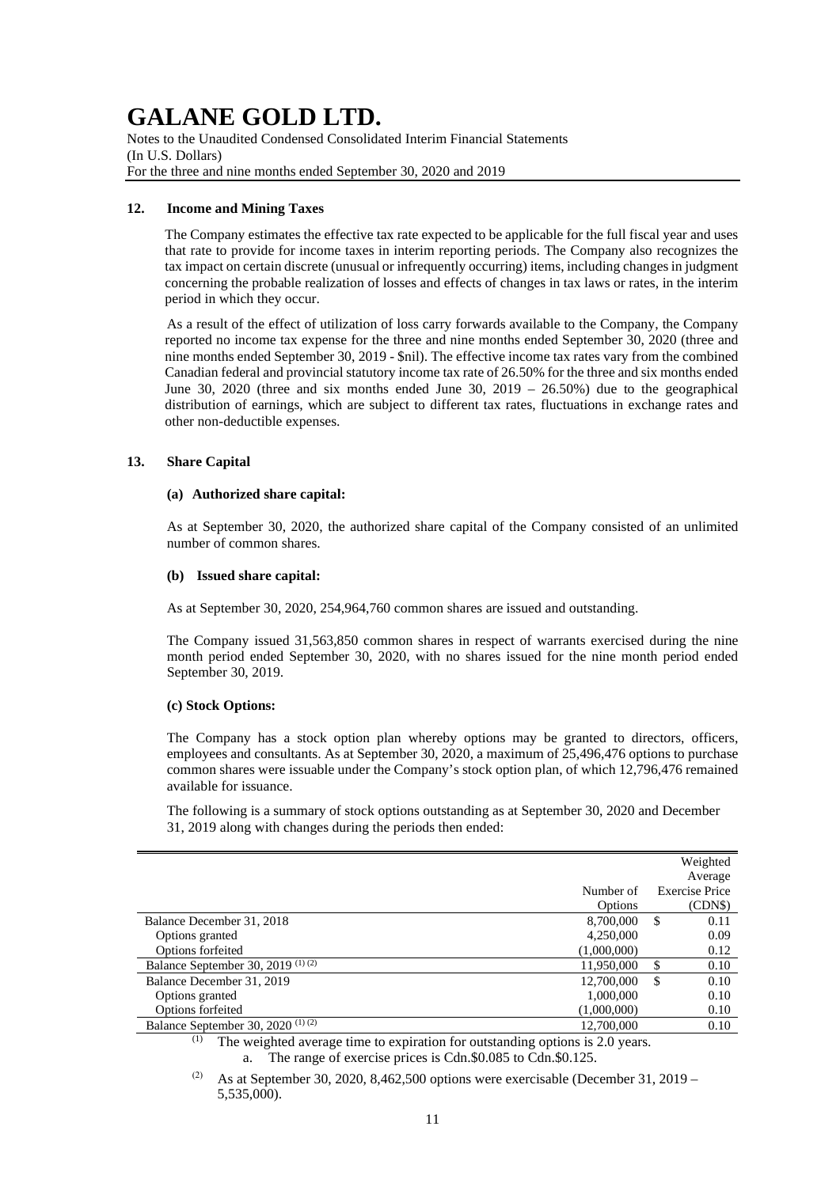## 12. Income and Mining Taxes

The Company estimates the effective tax rate expected to be applicable for the full fiscal year and uses that rate to provide for income taxes in interim reporting periods. The Company also recognizes the tax impact on certain discrete (unusual or infrequently occurring) items, including changes in judgment concerning the probable realization of losses and effects of changes in tax laws or rates, in the interim period in which they occur.

As a result of the effect of utilization of loss carry forwards available to the Company, the Company reported no income tax expense for the three and nine months ended September 30, 2020 (three and nine months ended September 30, 2019 - $nil). The effective income tax rates vary from the combined Canadian federal and provincial statutory income tax rate of 26.50% for the three and six months ended June 30, 2020 (three and six months ended June 30, 2019 – 26.50%) due to the geographical distribution of earnings, which are subject to different tax rates, fluctuations in exchange rates and other non-deductible expenses.

## 13. Share Capital

### (a) Authorized share capital:

As at September 30, 2020, the authorized share capital of the Company consisted of an unlimited number of common shares.

### (b) Issued share capital:

As at September 30, 2020, 254,964,760 common shares are issued and outstanding.

The Company issued 31,563,850 common shares in respect of warrants exercised during the nine month period ended September 30, 2020, with no shares issued for the nine month period ended September 30, 2019.

### (c) Stock Options:

The Company has a stock option plan whereby options may be granted to directors, officers, employees and consultants. As at September 30, 2020, a maximum of 25,496,476 options to purchase common shares were issuable under the Company's stock option plan, of which 12,796,476 remained available for issuance.

The following is a summary of stock options outstanding as at September 30, 2020 and December 31, 2019 along with changes during the periods then ended:

| | Number of Options | Weighted Average Exercise Price (CDN$) |
|---|---|---|
| Balance December 31, 2018 | 8,700,000 | $ 0.11 |
| Options granted | 4,250,000 | 0.09 |
| Options forfeited | (1,000,000) | 0.12 |
| Balance September 30, 2019 (1) (2) | 11,950,000 | $ 0.10 |
| Balance December 31, 2019 | 12,700,000 | $ 0.10 |
| Options granted | 1,000,000 | 0.10 |
| Options forfeited | (1,000,000) | 0.10 |
| Balance September 30, 2020 (1) (2) | 12,700,000 | 0.10 |

(1) The weighted average time to expiration for outstanding options is 2.0 years.
   a. The range of exercise prices is Cdn.$0.085 to Cdn.$0.125.

(2) As at September 30, 2020, 8,462,500 options were exercisable (December 31, 2019 – 5,535,000).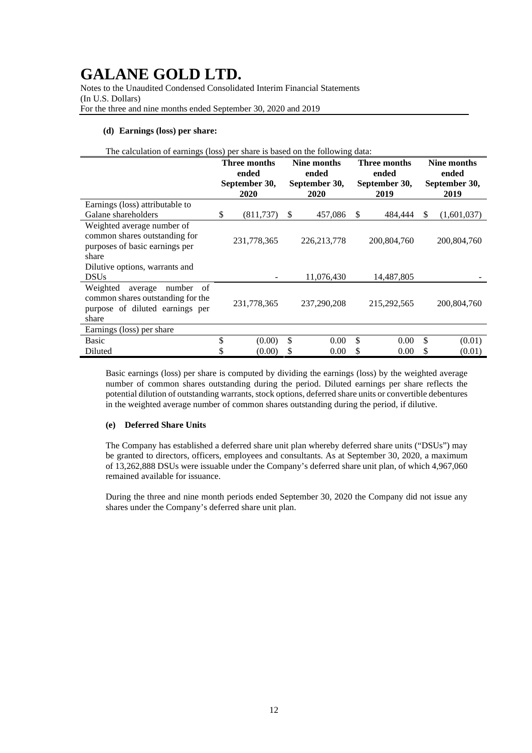#### (d) Earnings (loss) per share:

The calculation of earnings (loss) per share is based on the following data:

| | Three months ended September 30, 2020 | Nine months ended September 30, 2020 | Three months ended September 30, 2019 | Nine months ended September 30, 2019 |
|---|---|---|---|---|
| Earnings (loss) attributable to Galane shareholders | $ (811,737) | $ 457,086 | $ 484,444 | $ (1,601,037) |
| Weighted average number of common shares outstanding for purposes of basic earnings per share | 231,778,365 | 226,213,778 | 200,804,760 | 200,804,760 |
| Dilutive options, warrants and DSUs | - | 11,076,430 | 14,487,805 | - |
| Weighted average number of common shares outstanding for the purpose of diluted earnings per share | 231,778,365 | 237,290,208 | 215,292,565 | 200,804,760 |
| Earnings (loss) per share | | | | |
| Basic | $ (0.00) | $ 0.00 | $ 0.00 | $ (0.01) |
| Diluted | $ (0.00) | $ 0.00 | $ 0.00 | $ (0.01) |

Basic earnings (loss) per share is computed by dividing the earnings (loss) by the weighted average number of common shares outstanding during the period. Diluted earnings per share reflects the potential dilution of outstanding warrants, stock options, deferred share units or convertible debentures in the weighted average number of common shares outstanding during the period, if dilutive.

#### (e) Deferred Share Units

The Company has established a deferred share unit plan whereby deferred share units ("DSUs") may be granted to directors, officers, employees and consultants. As at September 30, 2020, a maximum of 13,262,888 DSUs were issuable under the Company's deferred share unit plan, of which 4,967,060 remained available for issuance.

During the three and nine month periods ended September 30, 2020 the Company did not issue any shares under the Company's deferred share unit plan.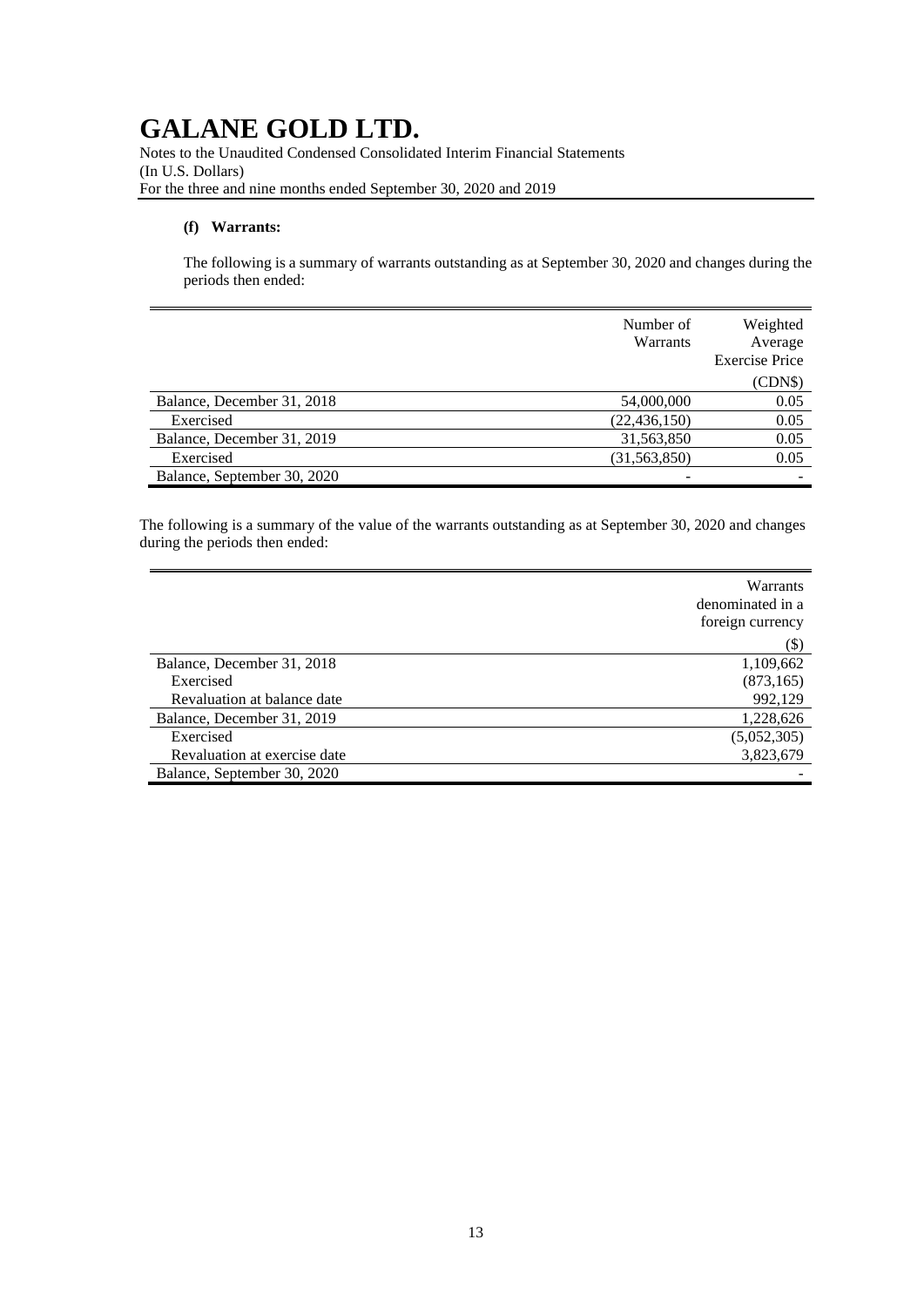# GALANE GOLD LTD.

Notes to the Unaudited Condensed Consolidated Interim Financial Statements
(In U.S. Dollars)
For the three and nine months ended September 30, 2020 and 2019

**(f) Warrants:**

The following is a summary of warrants outstanding as at September 30, 2020 and changes during the periods then ended:

| | Number of Warrants | Weighted Average Exercise Price (CDN$) |
|---|---|---|
| Balance, December 31, 2018 | 54,000,000 | 0.05 |
| Exercised | (22,436,150) | 0.05 |
| Balance, December 31, 2019 | 31,563,850 | 0.05 |
| Exercised | (31,563,850) | 0.05 |
| Balance, September 30, 2020 | - | - |

The following is a summary of the value of the warrants outstanding as at September 30, 2020 and changes during the periods then ended:

| | Warrants denominated in a foreign currency ($) |
|---|---|
| Balance, December 31, 2018 | 1,109,662 |
| Exercised | (873,165) |
| Revaluation at balance date | 992,129 |
| Balance, December 31, 2019 | 1,228,626 |
| Exercised | (5,052,305) |
| Revaluation at exercise date | 3,823,679 |
| Balance, September 30, 2020 | - |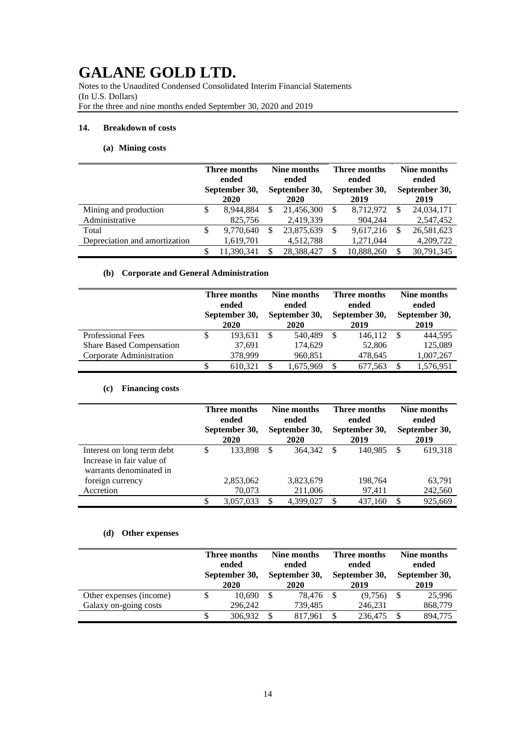## 14. Breakdown of costs

### (a) Mining costs

| | Three months ended September 30, 2020 | Nine months ended September 30, 2020 | Three months ended September 30, 2019 | Nine months ended September 30, 2019 |
|---|---|---|---|---|
| Mining and production | $ 8,944,884 | $ 21,456,300 | $ 8,712,972 | $ 24,034,171 |
| Administrative | 825,756 | 2,419,339 | 904,244 | 2,547,452 |
| Total | $ 9,770,640 | $ 23,875,639 | $ 9,617,216 | $ 26,581,623 |
| Depreciation and amortization | 1,619,701 | 4,512,788 | 1,271,044 | 4,209,722 |
| | $ 11,390,341 | $ 28,388,427 | $ 10,888,260 | $ 30,791,345 |

### (b) Corporate and General Administration

| | Three months ended September 30, 2020 | Nine months ended September 30, 2020 | Three months ended September 30, 2019 | Nine months ended September 30, 2019 |
|---|---|---|---|---|
| Professional Fees | $ 193,631 | $ 540,489 | $ 146,112 | $ 444,595 |
| Share Based Compensation | 37,691 | 174,629 | 52,806 | 125,089 |
| Corporate Administration | 378,999 | 960,851 | 478,645 | 1,007,267 |
| | $ 610,321 | $ 1,675,969 | $ 677,563 | $ 1,576,951 |

### (c) Financing costs

| | Three months ended September 30, 2020 | Nine months ended September 30, 2020 | Three months ended September 30, 2019 | Nine months ended September 30, 2019 |
|---|---|---|---|---|
| Interest on long term debt | $ 133,898 | $ 364,342 | $ 140,985 | $ 619,318 |
| Increase in fair value of warrants denominated in foreign currency | 2,853,062 | 3,823,679 | 198,764 | 63,791 |
| Accretion | 70,073 | 211,006 | 97,411 | 242,560 |
| | $ 3,057,033 | $ 4,399,027 | $ 437,160 | $ 925,669 |

### (d) Other expenses

| | Three months ended September 30, 2020 | Nine months ended September 30, 2020 | Three months ended September 30, 2019 | Nine months ended September 30, 2019 |
|---|---|---|---|---|
| Other expenses (income) | $ 10,690 | $ 78,476 | $ (9,756) | $ 25,996 |
| Galaxy on-going costs | 296,242 | 739,485 | 246,231 | 868,779 |
| | $ 306,932 | $ 817,961 | $ 236,475 | $ 894,775 |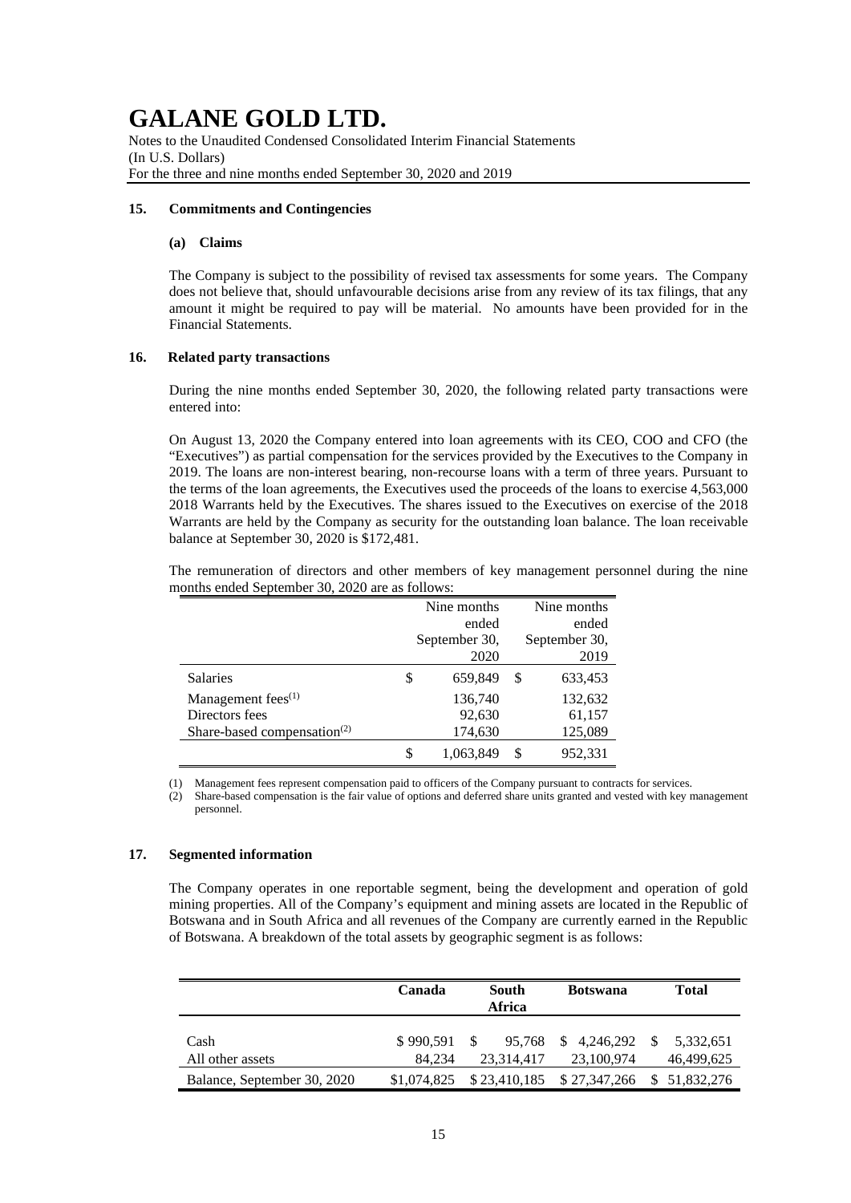# GALANE GOLD LTD.

Notes to the Unaudited Condensed Consolidated Interim Financial Statements
(In U.S. Dollars)
For the three and nine months ended September 30, 2020 and 2019

## 15. Commitments and Contingencies

### (a) Claims

The Company is subject to the possibility of revised tax assessments for some years. The Company does not believe that, should unfavourable decisions arise from any review of its tax filings, that any amount it might be required to pay will be material. No amounts have been provided for in the Financial Statements.

## 16. Related party transactions

During the nine months ended September 30, 2020, the following related party transactions were entered into:

On August 13, 2020 the Company entered into loan agreements with its CEO, COO and CFO (the "Executives") as partial compensation for the services provided by the Executives to the Company in 2019. The loans are non-interest bearing, non-recourse loans with a term of three years. Pursuant to the terms of the loan agreements, the Executives used the proceeds of the loans to exercise 4,563,000 2018 Warrants held by the Executives. The shares issued to the Executives on exercise of the 2018 Warrants are held by the Company as security for the outstanding loan balance. The loan receivable balance at September 30, 2020 is $172,481.

The remuneration of directors and other members of key management personnel during the nine months ended September 30, 2020 are as follows:

| | Nine months ended September 30, 2020 | Nine months ended September 30, 2019 |
|---|---|---|
| Salaries | $ 659,849 | $ 633,453 |
| Management fees[(1)] | 136,740 | 132,632 |
| Directors fees | 92,630 | 61,157 |
| Share-based compensation[(2)] | 174,630 | 125,089 |
| | $ 1,063,849 | $ 952,331 |

(1) Management fees represent compensation paid to officers of the Company pursuant to contracts for services.
(2) Share-based compensation is the fair value of options and deferred share units granted and vested with key management personnel.

## 17. Segmented information

The Company operates in one reportable segment, being the development and operation of gold mining properties. All of the Company's equipment and mining assets are located in the Republic of Botswana and in South Africa and all revenues of the Company are currently earned in the Republic of Botswana. A breakdown of the total assets by geographic segment is as follows:

| | Canada | South Africa | Botswana | Total |
|---|---|---|---|---|
| Cash | $ 990,591 | $ 95,768 | $ 4,246,292 | $ 5,332,651 |
| All other assets | 84,234 | 23,314,417 | 23,100,974 | 46,499,625 |
| Balance, September 30, 2020 | $1,074,825 | $ 23,410,185 | $ 27,347,266 | $ 51,832,276 |